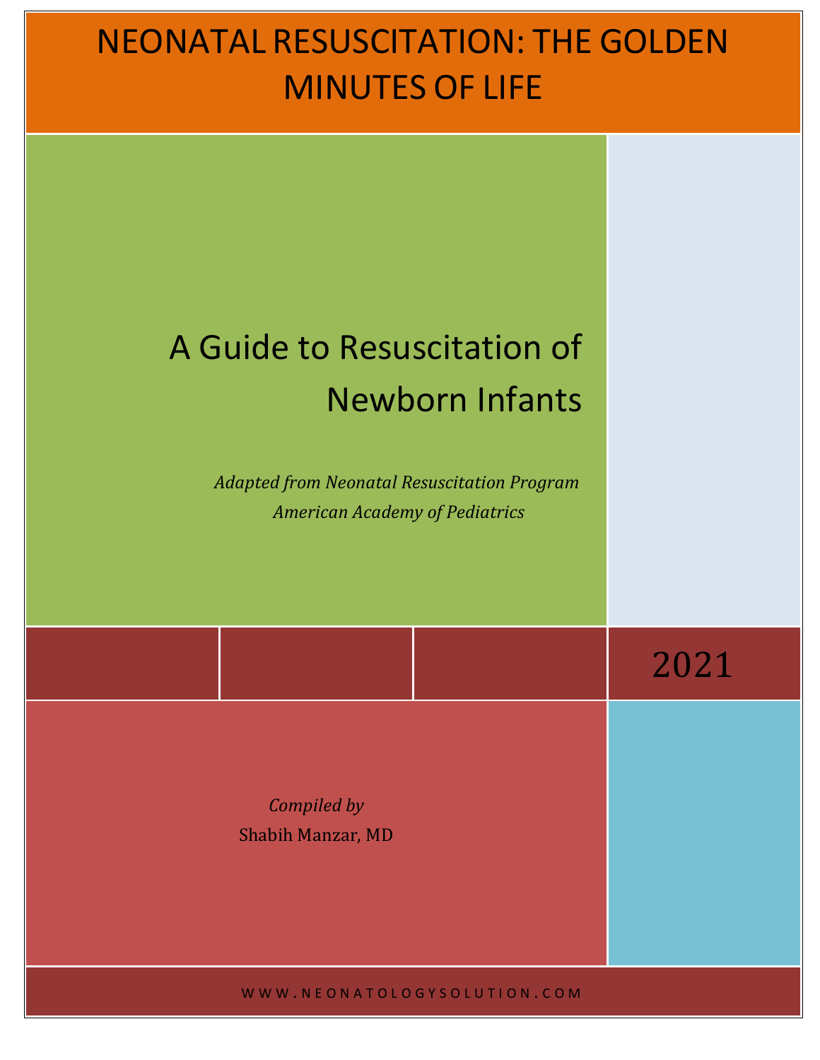# NEONATAL RESUSCITATION: THE GOLDEN MINUTES OF LIFE

## A Guide to Resuscitation of Newborn Infants

*Adapted from Neonatal Resuscitation Program*
*American Academy of Pediatrics*

2021

*Compiled by*
Shabih Manzar, MD

WWW.NEONATOLOGYSOLUTION.COM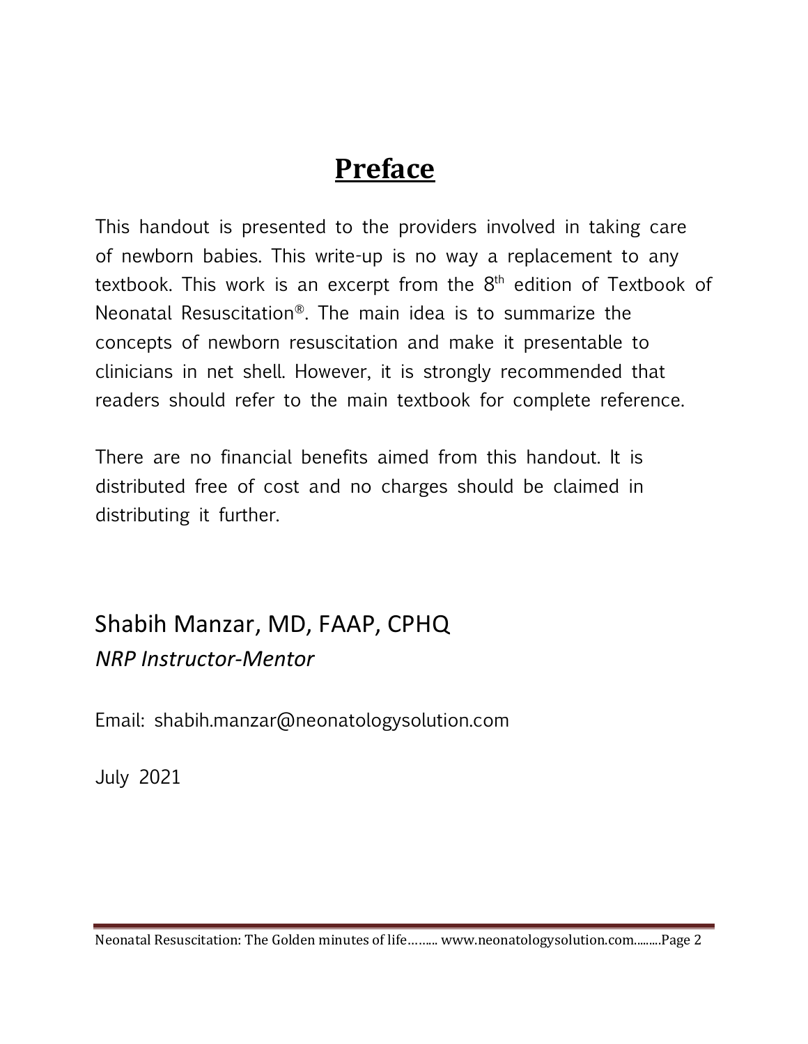# Preface

This handout is presented to the providers involved in taking care of newborn babies. This write-up is no way a replacement to any textbook. This work is an excerpt from the 8th edition of Textbook of Neonatal Resuscitation®. The main idea is to summarize the concepts of newborn resuscitation and make it presentable to clinicians in net shell. However, it is strongly recommended that readers should refer to the main textbook for complete reference.

There are no financial benefits aimed from this handout. It is distributed free of cost and no charges should be claimed in distributing it further.

Shabih Manzar, MD, FAAP, CPHQ
*NRP Instructor-Mentor*

Email: shabih.manzar@neonatologysolution.com

July 2021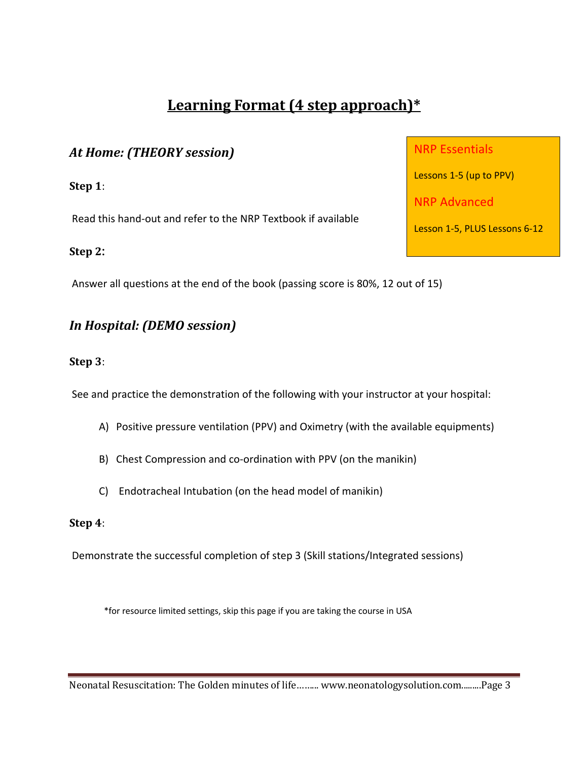# Learning Format (4 step approach)*

> **NRP Essentials**
>
> Lessons 1-5 (up to PPV)
>
> **NRP Advanced**
>
> Lesson 1-5, PLUS Lessons 6-12

## *At Home: (THEORY session)*

**Step 1**:

Read this hand-out and refer to the NRP Textbook if available

**Step 2:**

Answer all questions at the end of the book (passing score is 80%, 12 out of 15)

## *In Hospital: (DEMO session)*

**Step 3**:

See and practice the demonstration of the following with your instructor at your hospital:

A) Positive pressure ventilation (PPV) and Oximetry (with the available equipments)

B) Chest Compression and co-ordination with PPV (on the manikin)

C) Endotracheal Intubation (on the head model of manikin)

**Step 4**:

Demonstrate the successful completion of step 3 (Skill stations/Integrated sessions)

*for resource limited settings, skip this page if you are taking the course in USA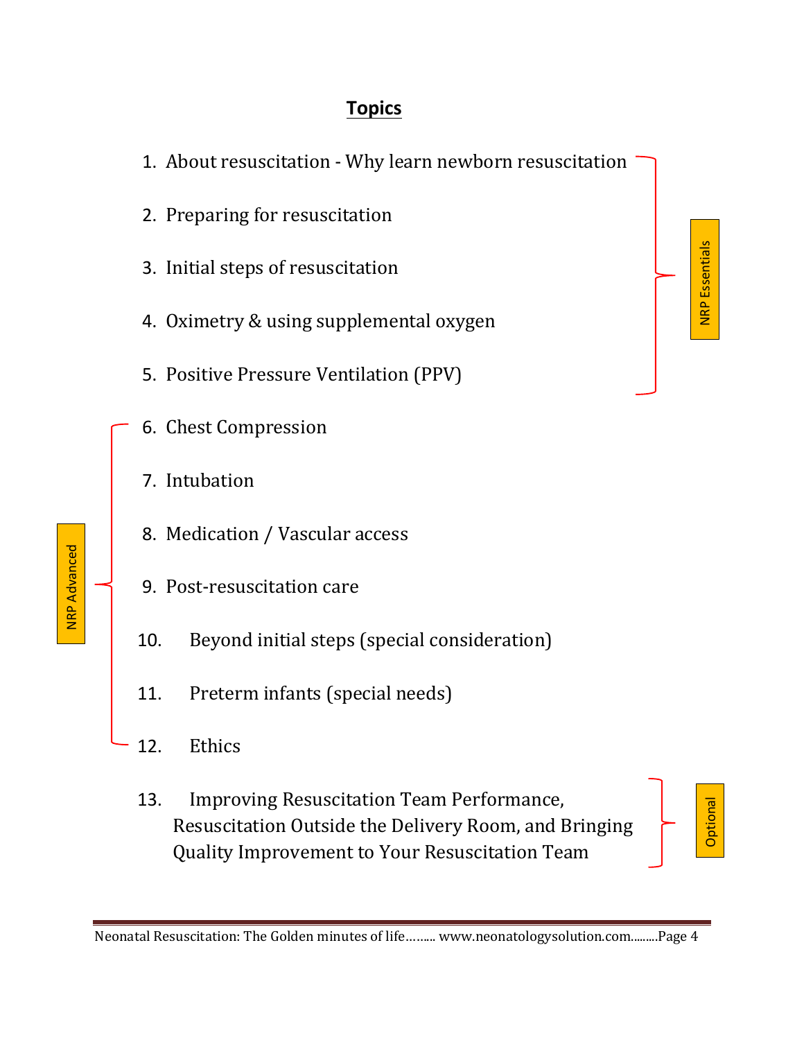## Topics

1. About resuscitation - Why learn newborn resuscitation
2. Preparing for resuscitation
3. Initial steps of resuscitation
4. Oximetry & using supplemental oxygen
5. Positive Pressure Ventilation (PPV)

*(Topics 1–5: NRP Essentials)*

6. Chest Compression
7. Intubation
8. Medication / Vascular access
9. Post-resuscitation care
10. Beyond initial steps (special consideration)
11. Preterm infants (special needs)
12. Ethics

*(Topics 6–12: NRP Advanced)*

13. Improving Resuscitation Team Performance, Resuscitation Outside the Delivery Room, and Bringing Quality Improvement to Your Resuscitation Team

*(Topic 13: Optional)*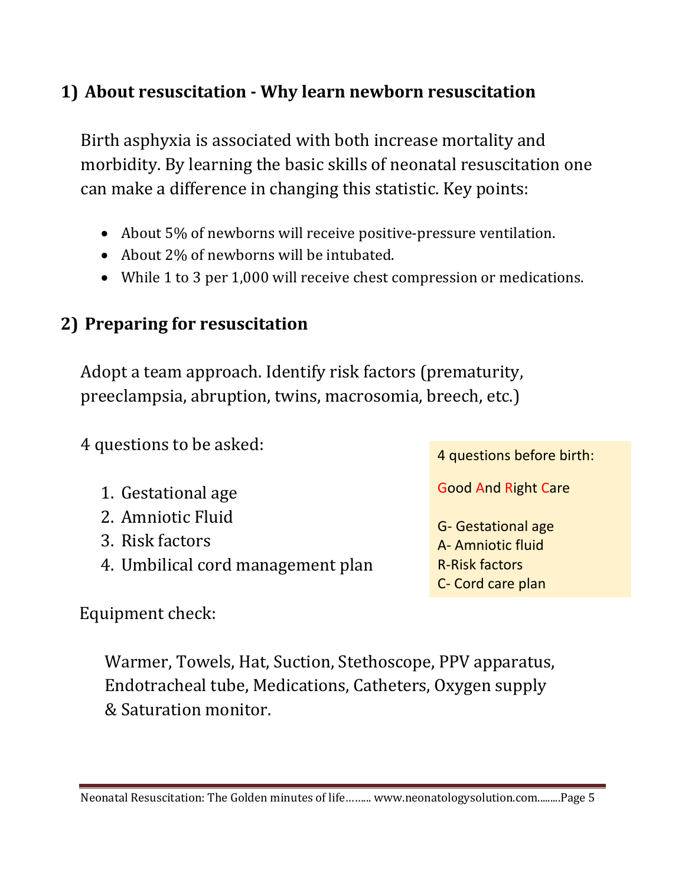## 1) About resuscitation - Why learn newborn resuscitation

Birth asphyxia is associated with both increase mortality and morbidity. By learning the basic skills of neonatal resuscitation one can make a difference in changing this statistic. Key points:

- About 5% of newborns will receive positive-pressure ventilation.
- About 2% of newborns will be intubated.
- While 1 to 3 per 1,000 will receive chest compression or medications.

## 2) Preparing for resuscitation

Adopt a team approach. Identify risk factors (prematurity, preeclampsia, abruption, twins, macrosomia, breech, etc.)

4 questions to be asked:

1. Gestational age
2. Amniotic Fluid
3. Risk factors
4. Umbilical cord management plan

> 4 questions before birth:
>
> **G**ood **A**nd **R**ight **C**are
>
> G- Gestational age
> A- Amniotic fluid
> R-Risk factors
> C- Cord care plan

Equipment check:

Warmer, Towels, Hat, Suction, Stethoscope, PPV apparatus, Endotracheal tube, Medications, Catheters, Oxygen supply & Saturation monitor.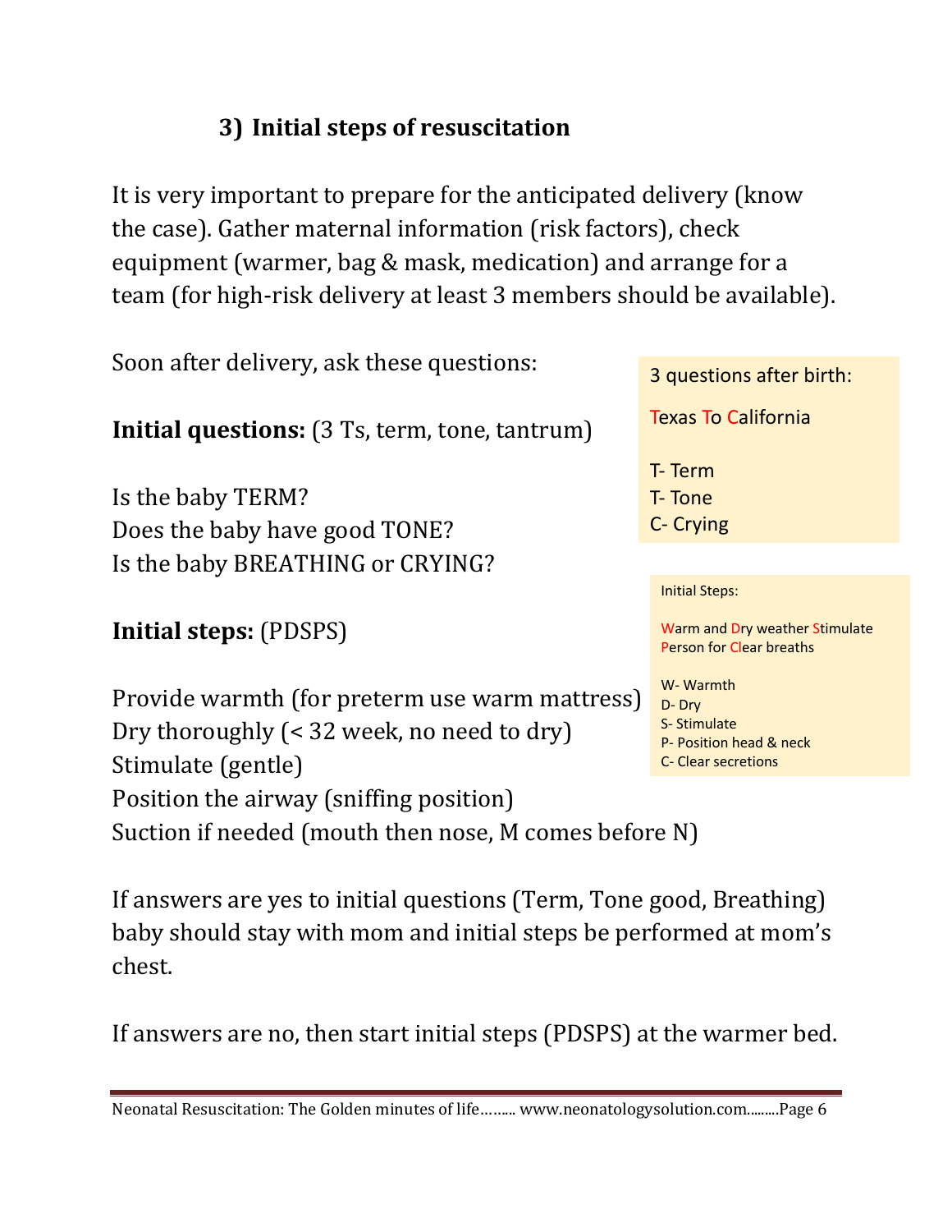### 3) Initial steps of resuscitation

It is very important to prepare for the anticipated delivery (know the case). Gather maternal information (risk factors), check equipment (warmer, bag & mask, medication) and arrange for a team (for high-risk delivery at least 3 members should be available).

Soon after delivery, ask these questions:

**Initial questions:** (3 Ts, term, tone, tantrum)

Is the baby TERM?
Does the baby have good TONE?
Is the baby BREATHING or CRYING?

> 3 questions after birth:
>
> Texas To California
>
> T- Term
> T- Tone
> C- Crying

**Initial steps:** (PDSPS)

Provide warmth (for preterm use warm mattress)
Dry thoroughly (< 32 week, no need to dry)
Stimulate (gentle)
Position the airway (sniffing position)
Suction if needed (mouth then nose, M comes before N)

> Initial Steps:
>
> Warm and Dry weather Stimulate Person for Clear breaths
>
> W- Warmth
> D- Dry
> S- Stimulate
> P- Position head & neck
> C- Clear secretions

If answers are yes to initial questions (Term, Tone good, Breathing) baby should stay with mom and initial steps be performed at mom's chest.

If answers are no, then start initial steps (PDSPS) at the warmer bed.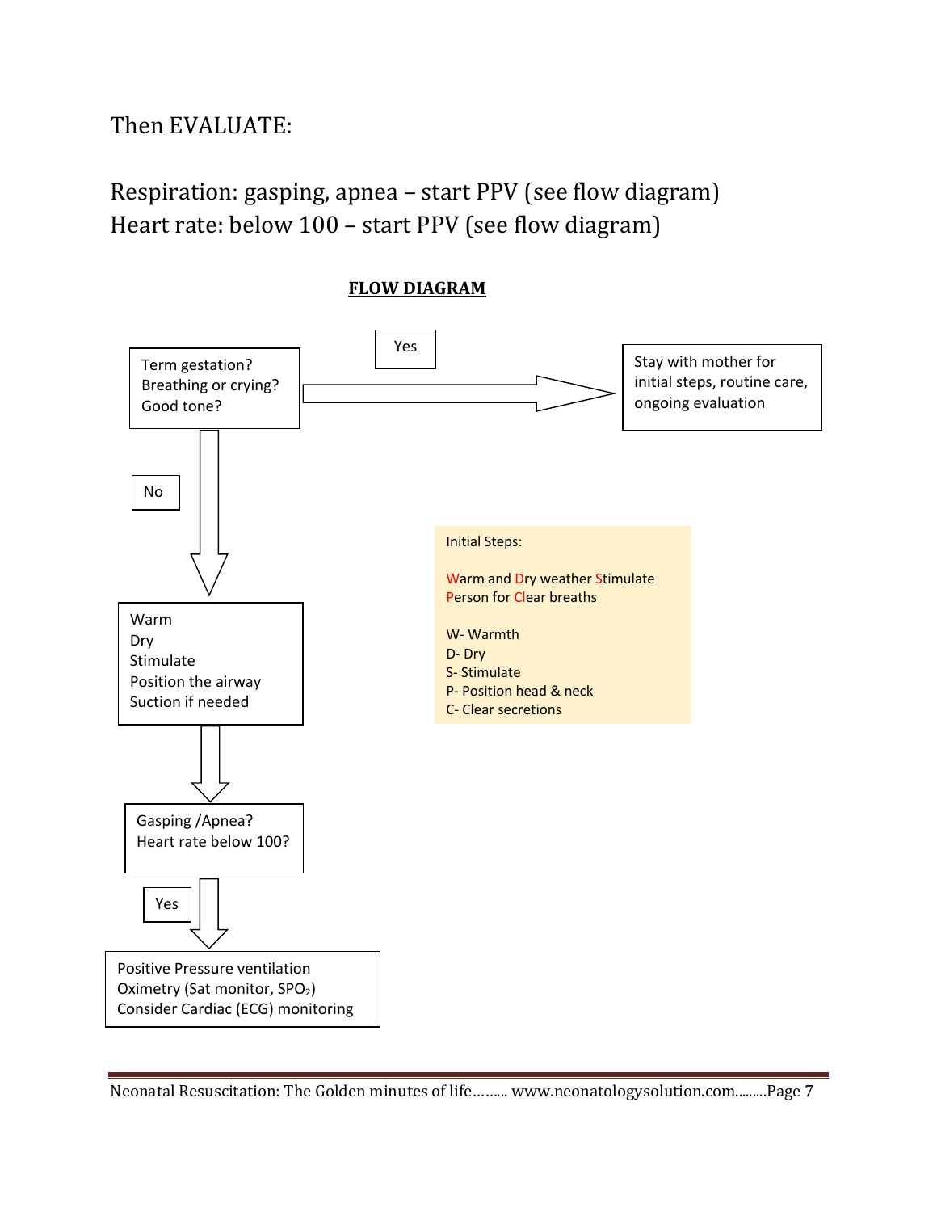Then EVALUATE:

Respiration: gasping, apnea – start PPV (see flow diagram)
Heart rate: below 100 – start PPV (see flow diagram)

## FLOW DIAGRAM

Term gestation?
Breathing or crying?
Good tone?

Yes → Stay with mother for initial steps, routine care, ongoing evaluation

No ↓

Warm
Dry
Stimulate
Position the airway
Suction if needed

↓

Gasping /Apnea?
Heart rate below 100?

Yes ↓

Positive Pressure ventilation
Oximetry (Sat monitor, $SPO_2$)
Consider Cardiac (ECG) monitoring

Initial Steps:

Warm and Dry weather Stimulate Person for Clear breaths

W- Warmth
D- Dry
S- Stimulate
P- Position head & neck
C- Clear secretions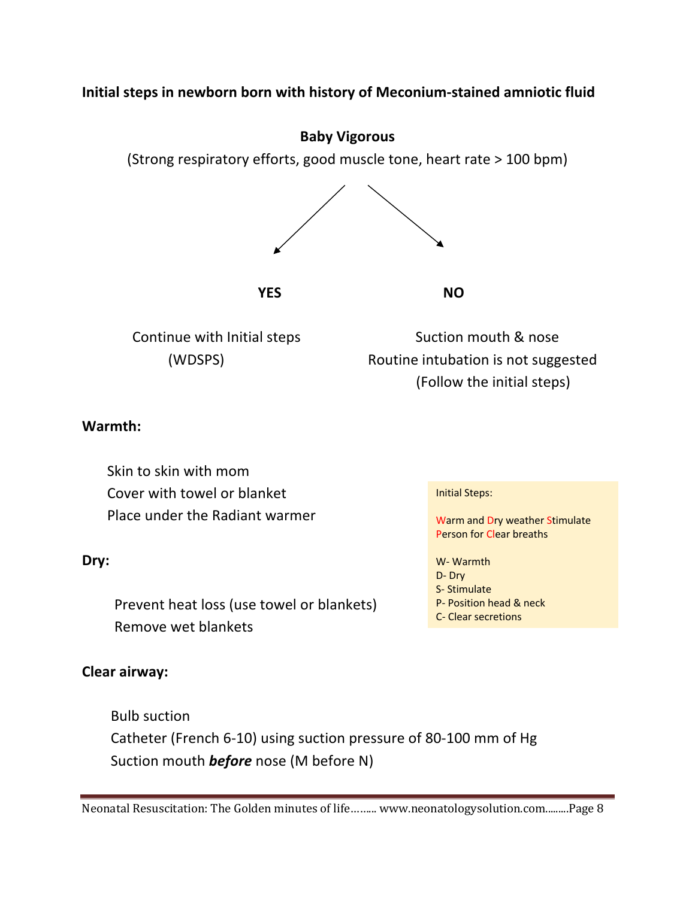**Initial steps in newborn born with history of Meconium-stained amniotic fluid**

**Baby Vigorous**

(Strong respiratory efforts, good muscle tone, heart rate > 100 bpm)

**YES**

Continue with Initial steps (WDSPS)

**NO**

Suction mouth & nose

Routine intubation is not suggested

(Follow the initial steps)

**Warmth:**

- Skin to skin with mom
- Cover with towel or blanket
- Place under the Radiant warmer

**Dry:**

- Prevent heat loss (use towel or blankets)
- Remove wet blankets

**Clear airway:**

- Bulb suction
- Catheter (French 6-10) using suction pressure of 80-100 mm of Hg
- Suction mouth ***before*** nose (M before N)

> Initial Steps:
>
> Warm and Dry weather Stimulate Person for Clear breaths
>
> W- Warmth
> D- Dry
> S- Stimulate
> P- Position head & neck
> C- Clear secretions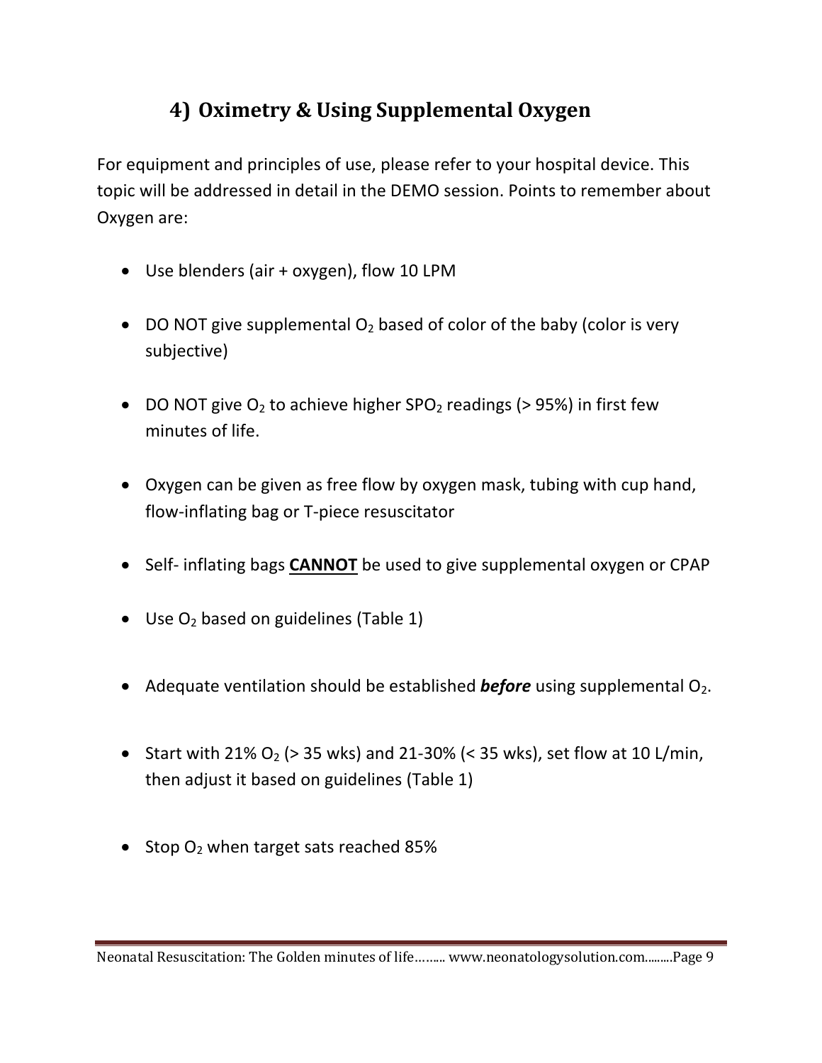## 4) Oximetry & Using Supplemental Oxygen

For equipment and principles of use, please refer to your hospital device. This topic will be addressed in detail in the DEMO session. Points to remember about Oxygen are:

- Use blenders (air + oxygen), flow 10 LPM
- DO NOT give supplemental $O_2$ based of color of the baby (color is very subjective)
- DO NOT give $O_2$ to achieve higher $SPO_2$ readings (> 95%) in first few minutes of life.
- Oxygen can be given as free flow by oxygen mask, tubing with cup hand, flow-inflating bag or T-piece resuscitator
- Self- inflating bags **CANNOT** be used to give supplemental oxygen or CPAP
- Use $O_2$ based on guidelines (Table 1)
- Adequate ventilation should be established ***before*** using supplemental $O_2$.
- Start with 21% $O_2$ (> 35 wks) and 21-30% (< 35 wks), set flow at 10 L/min, then adjust it based on guidelines (Table 1)
- Stop $O_2$ when target sats reached 85%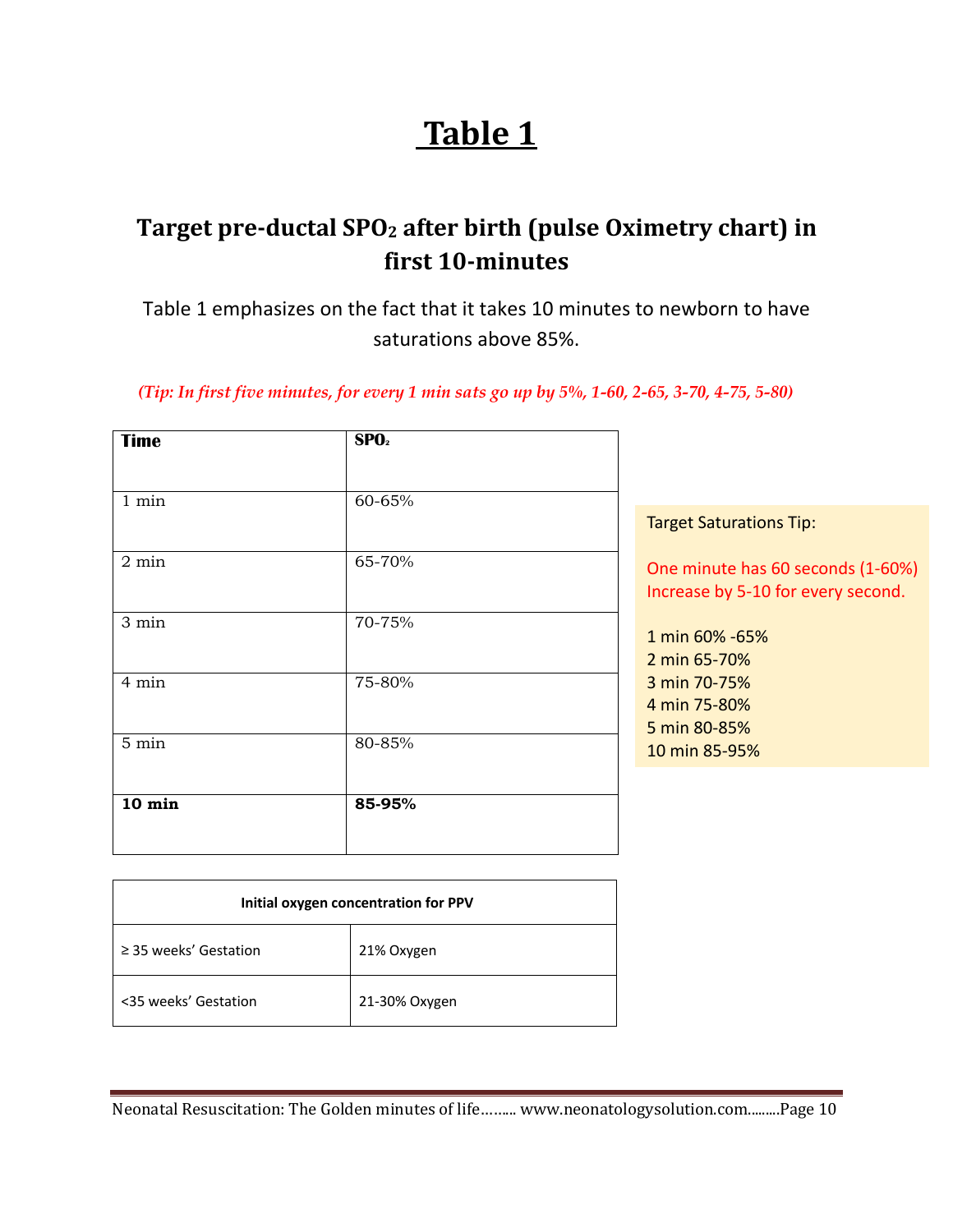# Table 1

## Target pre-ductal $SPO_2$ after birth (pulse Oximetry chart) in first 10-minutes

Table 1 emphasizes on the fact that it takes 10 minutes to newborn to have saturations above 85%.

***(Tip: In first five minutes, for every 1 min sats go up by 5%, 1-60, 2-65, 3-70, 4-75, 5-80)***

| Time | $SPO_2$ |
|---|---|
| 1 min | 60-65% |
| 2 min | 65-70% |
| 3 min | 70-75% |
| 4 min | 75-80% |
| 5 min | 80-85% |
| **10 min** | **85-95%** |

Target Saturations Tip:

One minute has 60 seconds (1-60%)
Increase by 5-10 for every second.

1 min 60% -65%
2 min 65-70%
3 min 70-75%
4 min 75-80%
5 min 80-85%
10 min 85-95%

| Initial oxygen concentration for PPV | |
|---|---|
| ≥ 35 weeks' Gestation | 21% Oxygen |
| <35 weeks' Gestation | 21-30% Oxygen |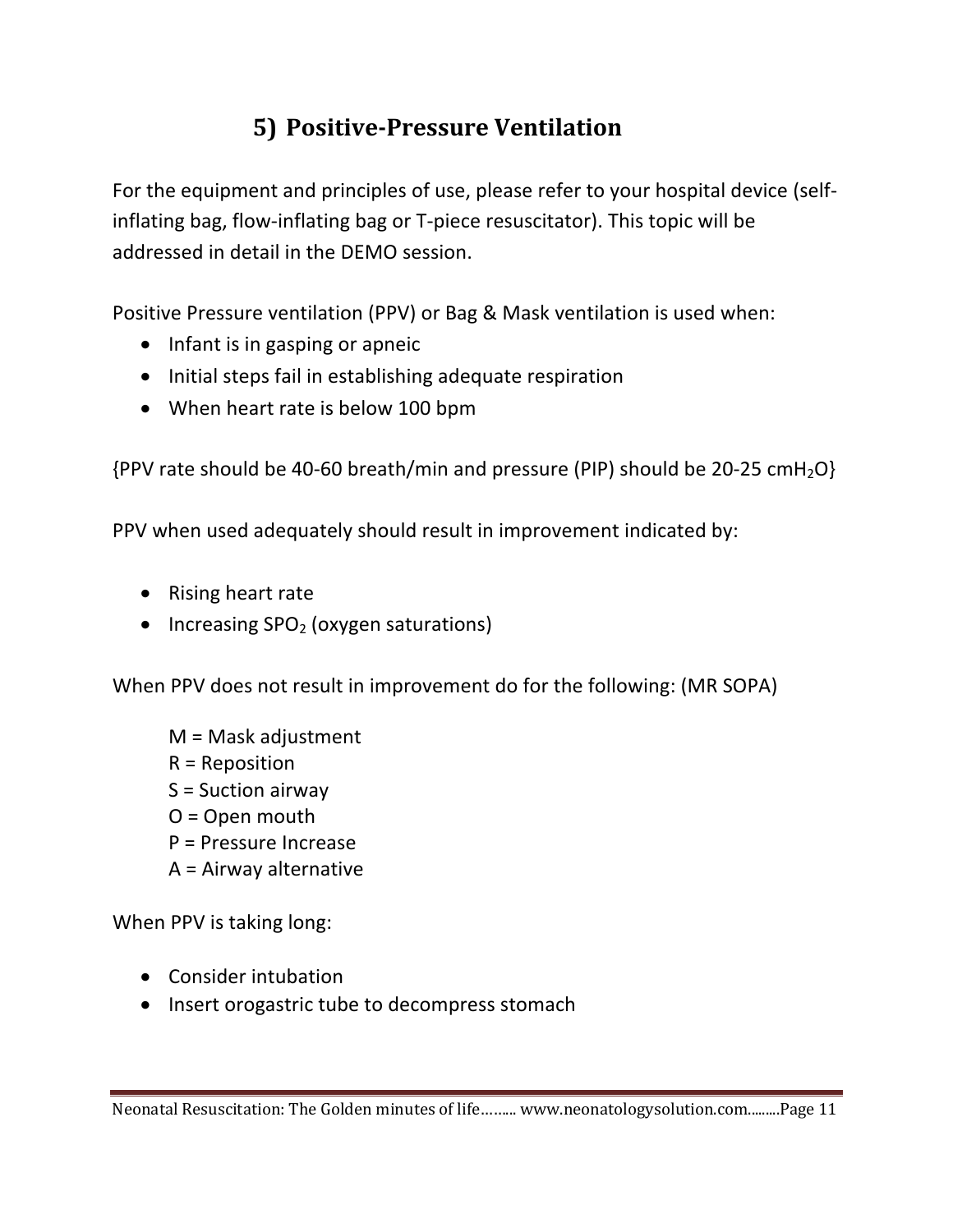## 5) Positive-Pressure Ventilation

For the equipment and principles of use, please refer to your hospital device (self-inflating bag, flow-inflating bag or T-piece resuscitator). This topic will be addressed in detail in the DEMO session.

Positive Pressure ventilation (PPV) or Bag & Mask ventilation is used when:

- Infant is in gasping or apneic
- Initial steps fail in establishing adequate respiration
- When heart rate is below 100 bpm

{PPV rate should be 40-60 breath/min and pressure (PIP) should be 20-25 $cmH_2O$}

PPV when used adequately should result in improvement indicated by:

- Rising heart rate
- Increasing $SPO_2$ (oxygen saturations)

When PPV does not result in improvement do for the following: (MR SOPA)

M = Mask adjustment
R = Reposition
S = Suction airway
O = Open mouth
P = Pressure Increase
A = Airway alternative

When PPV is taking long:

- Consider intubation
- Insert orogastric tube to decompress stomach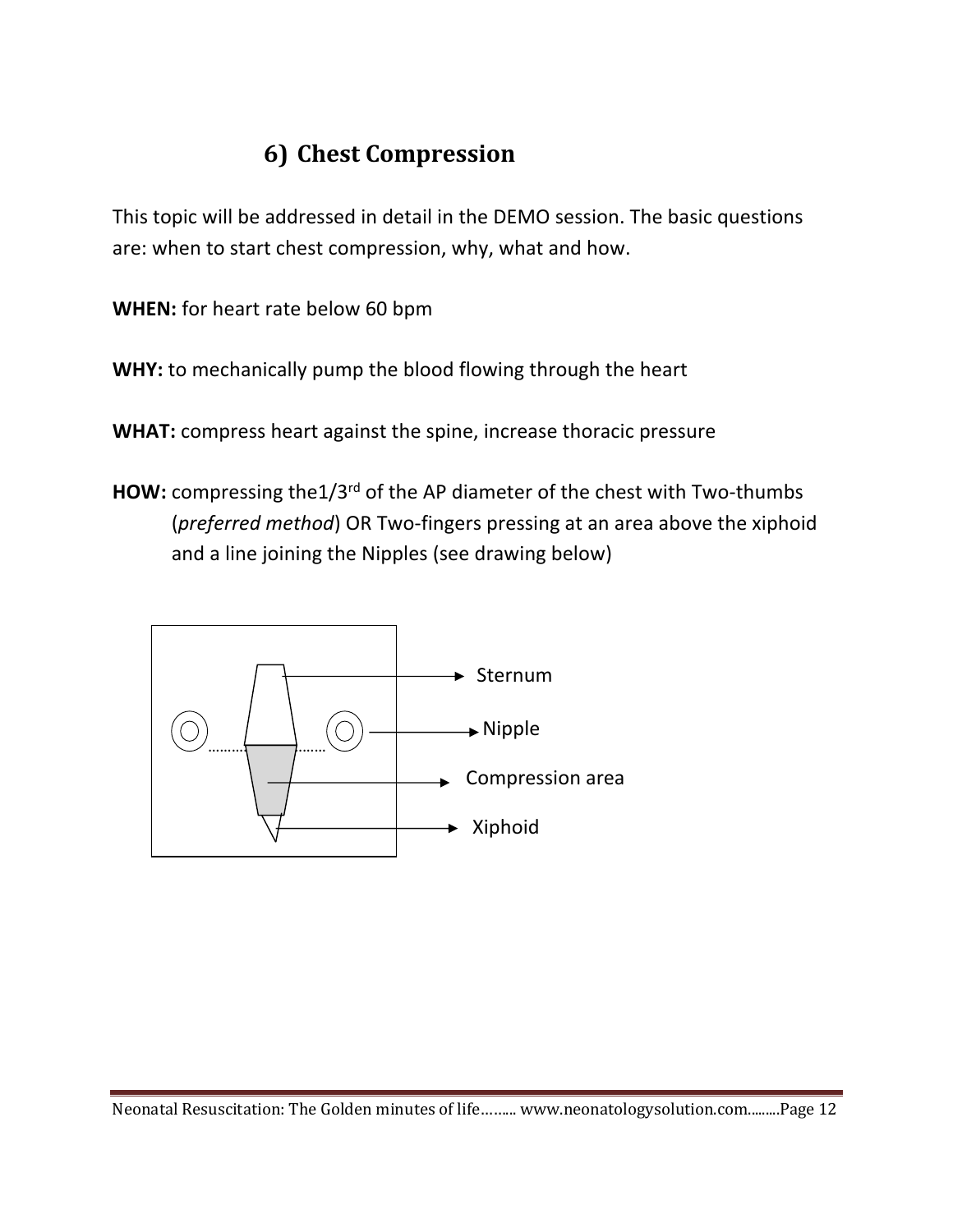## 6) Chest Compression

This topic will be addressed in detail in the DEMO session. The basic questions are: when to start chest compression, why, what and how.

**WHEN:** for heart rate below 60 bpm

**WHY:** to mechanically pump the blood flowing through the heart

**WHAT:** compress heart against the spine, increase thoracic pressure

**HOW:** compressing the1/3rd of the AP diameter of the chest with Two-thumbs (*preferred method*) OR Two-fingers pressing at an area above the xiphoid and a line joining the Nipples (see drawing below)

Sternum

Nipple

Compression area

Xiphoid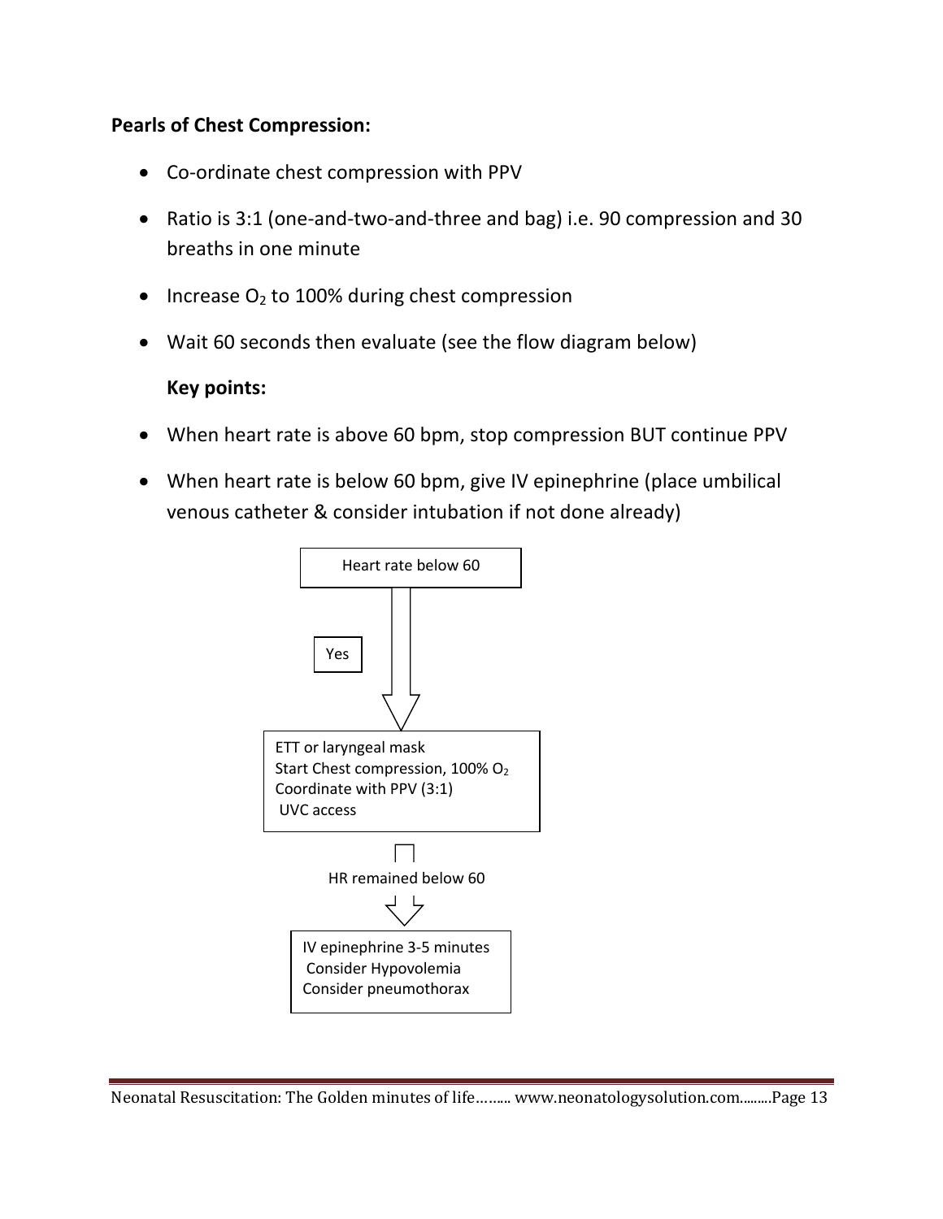**Pearls of Chest Compression:**

- Co-ordinate chest compression with PPV
- Ratio is 3:1 (one-and-two-and-three and bag) i.e. 90 compression and 30 breaths in one minute
- Increase $O_2$ to 100% during chest compression
- Wait 60 seconds then evaluate (see the flow diagram below)

  **Key points:**

- When heart rate is above 60 bpm, stop compression BUT continue PPV
- When heart rate is below 60 bpm, give IV epinephrine (place umbilical venous catheter & consider intubation if not done already)

Heart rate below 60

↓ Yes

ETT or laryngeal mask
Start Chest compression, 100% $O_2$
Coordinate with PPV (3:1)
UVC access

↓ HR remained below 60

IV epinephrine 3-5 minutes
Consider Hypovolemia
Consider pneumothorax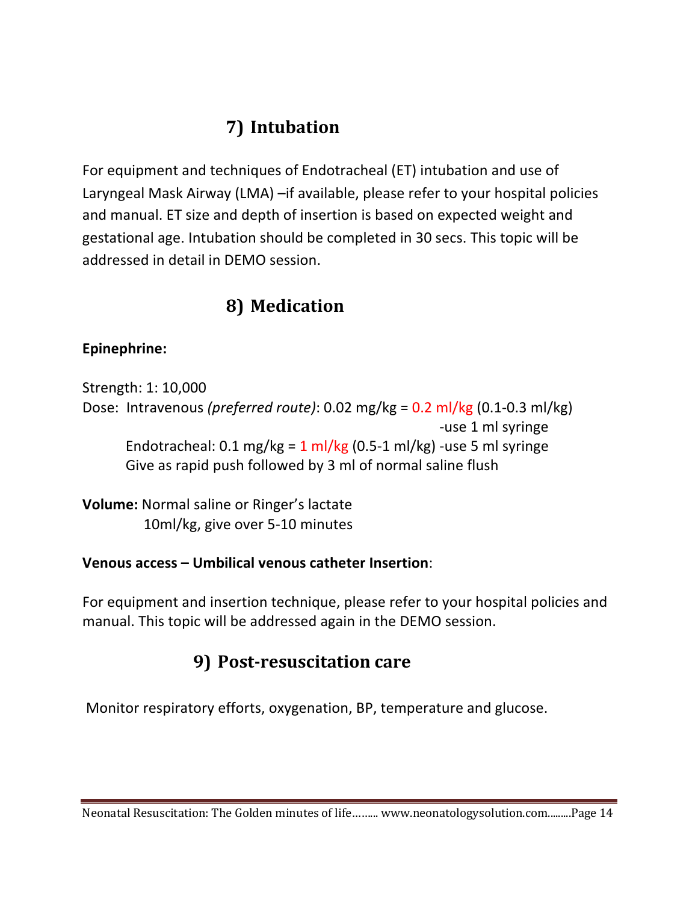## 7) Intubation

For equipment and techniques of Endotracheal (ET) intubation and use of Laryngeal Mask Airway (LMA) –if available, please refer to your hospital policies and manual. ET size and depth of insertion is based on expected weight and gestational age. Intubation should be completed in 30 secs. This topic will be addressed in detail in DEMO session.

## 8) Medication

**Epinephrine:**

Strength: 1: 10,000

Dose: Intravenous *(preferred route)*: 0.02 mg/kg = 0.2 ml/kg (0.1-0.3 ml/kg) -use 1 ml syringe

Endotracheal: 0.1 mg/kg = 1 ml/kg (0.5-1 ml/kg) -use 5 ml syringe

Give as rapid push followed by 3 ml of normal saline flush

**Volume:** Normal saline or Ringer's lactate

10ml/kg, give over 5-10 minutes

**Venous access – Umbilical venous catheter Insertion**:

For equipment and insertion technique, please refer to your hospital policies and manual. This topic will be addressed again in the DEMO session.

## 9) Post-resuscitation care

Monitor respiratory efforts, oxygenation, BP, temperature and glucose.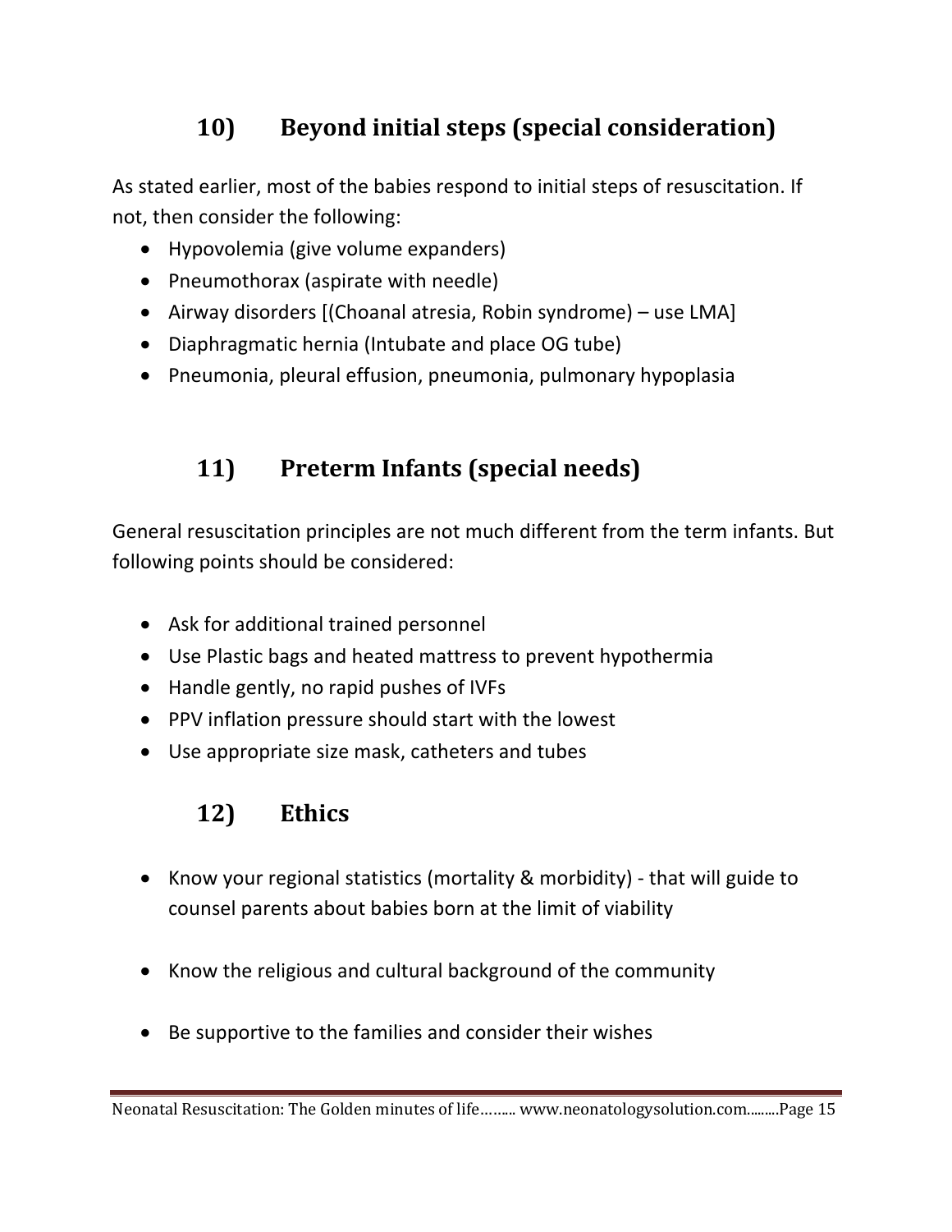## 10) Beyond initial steps (special consideration)

As stated earlier, most of the babies respond to initial steps of resuscitation. If not, then consider the following:

- Hypovolemia (give volume expanders)
- Pneumothorax (aspirate with needle)
- Airway disorders [(Choanal atresia, Robin syndrome) – use LMA]
- Diaphragmatic hernia (Intubate and place OG tube)
- Pneumonia, pleural effusion, pneumonia, pulmonary hypoplasia

## 11) Preterm Infants (special needs)

General resuscitation principles are not much different from the term infants. But following points should be considered:

- Ask for additional trained personnel
- Use Plastic bags and heated mattress to prevent hypothermia
- Handle gently, no rapid pushes of IVFs
- PPV inflation pressure should start with the lowest
- Use appropriate size mask, catheters and tubes

## 12) Ethics

- Know your regional statistics (mortality & morbidity) - that will guide to counsel parents about babies born at the limit of viability
- Know the religious and cultural background of the community
- Be supportive to the families and consider their wishes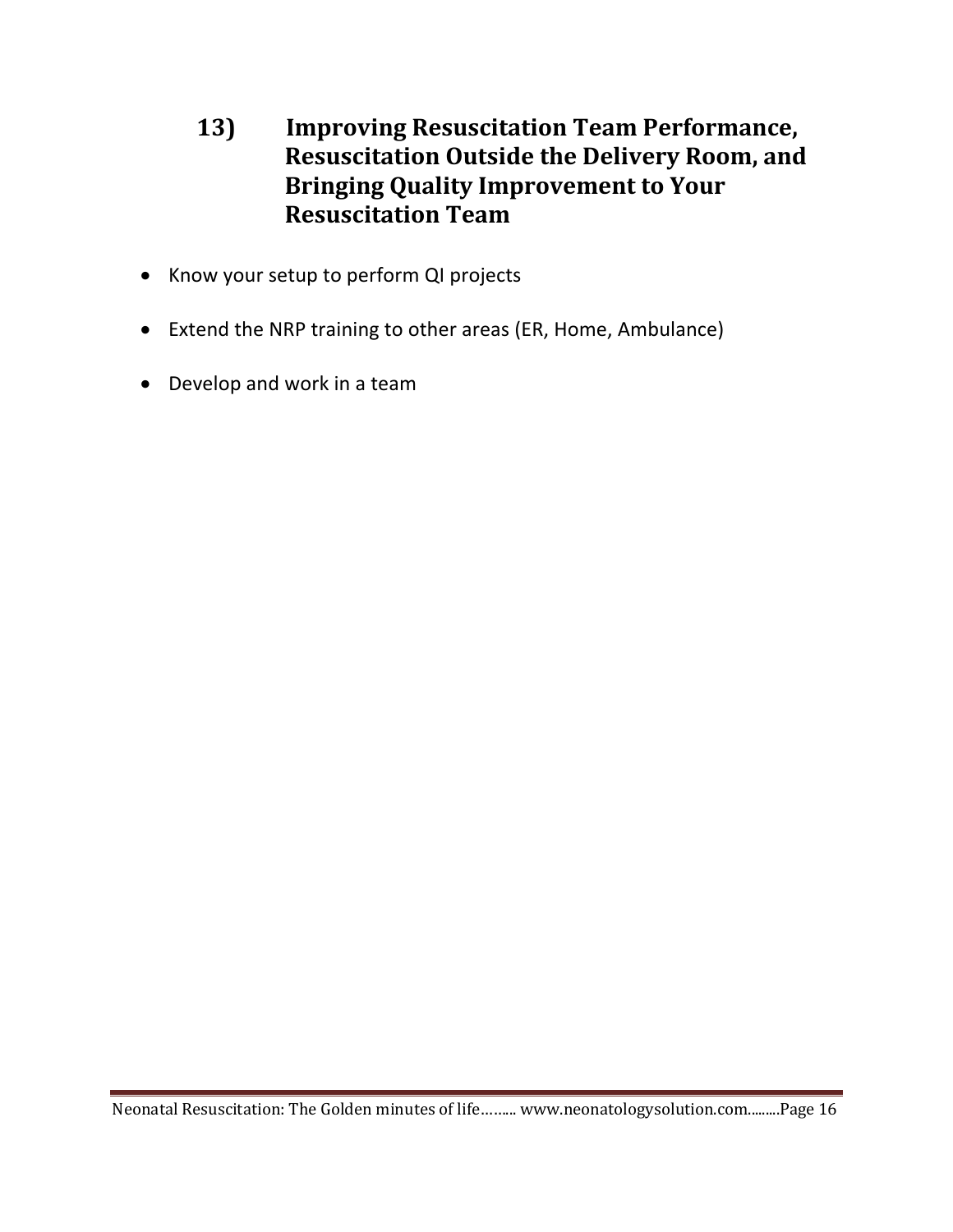## 13) Improving Resuscitation Team Performance, Resuscitation Outside the Delivery Room, and Bringing Quality Improvement to Your Resuscitation Team

- Know your setup to perform QI projects
- Extend the NRP training to other areas (ER, Home, Ambulance)
- Develop and work in a team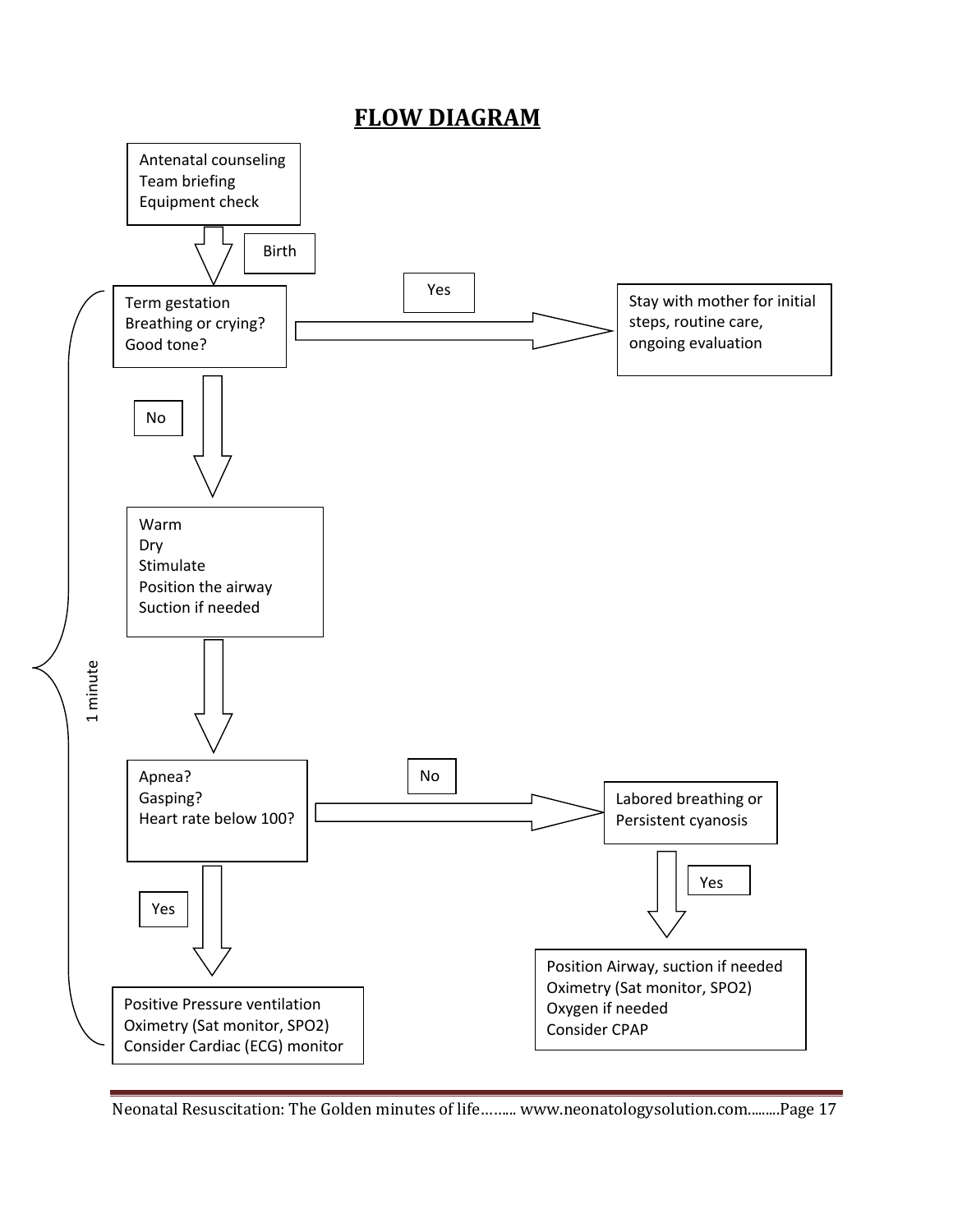# FLOW DIAGRAM

Antenatal counseling
Team briefing
Equipment check

↓ Birth

Term gestation
Breathing or crying?
Good tone?

→ Yes → Stay with mother for initial steps, routine care, ongoing evaluation

↓ No

Warm
Dry
Stimulate
Position the airway
Suction if needed

↓

Apnea?
Gasping?
Heart rate below 100?

→ No → Labored breathing or Persistent cyanosis

↓ Yes → Position Airway, suction if needed
Oximetry (Sat monitor, SPO2)
Oxygen if needed
Consider CPAP

↓ Yes

Positive Pressure ventilation
Oximetry (Sat monitor, SPO2)
Consider Cardiac (ECG) monitor

1 minute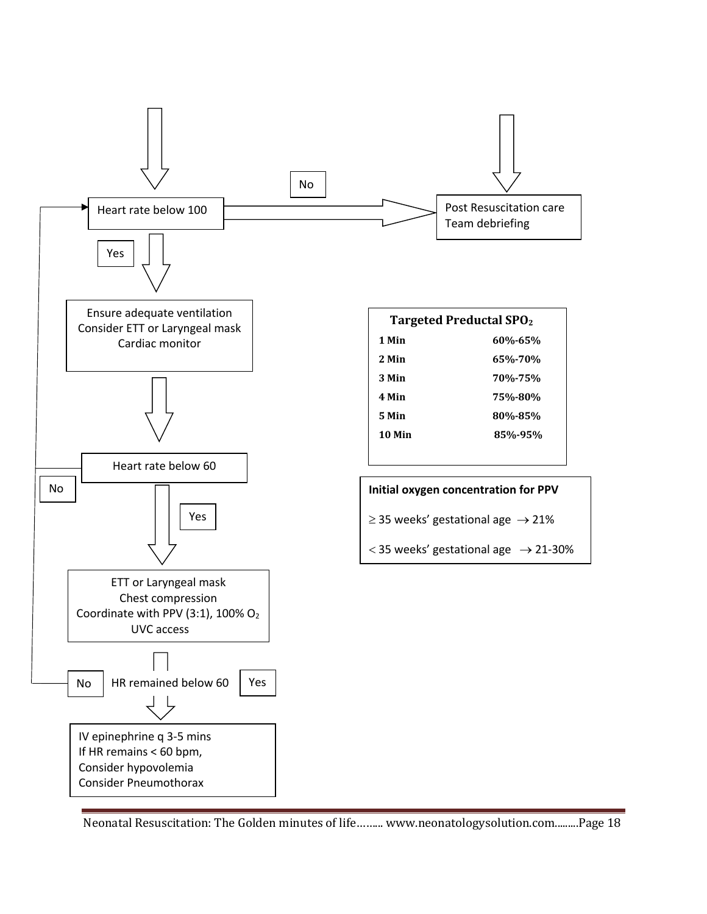Heart rate below 100

No → Post Resuscitation care
Team debriefing

Yes ↓

Ensure adequate ventilation
Consider ETT or Laryngeal mask
Cardiac monitor

↓

Heart rate below 60

No → (back to Heart rate below 100)

Yes ↓

ETT or Laryngeal mask
Chest compression
Coordinate with PPV (3:1), 100% $O_2$
UVC access

↓

HR remained below 60

No → (back to Heart rate below 100)

Yes ↓

IV epinephrine q 3-5 mins
If HR remains < 60 bpm,
Consider hypovolemia
Consider Pneumothorax

**Targeted Preductal $SPO_2$**

| | |
|---|---|
| **1 Min** | **60%-65%** |
| **2 Min** | **65%-70%** |
| **3 Min** | **70%-75%** |
| **4 Min** | **75%-80%** |
| **5 Min** | **80%-85%** |
| **10 Min** | **85%-95%** |

**Initial oxygen concentration for PPV**

$\geq$ 35 weeks' gestational age $\rightarrow$ 21%

$<$ 35 weeks' gestational age $\rightarrow$ 21-30%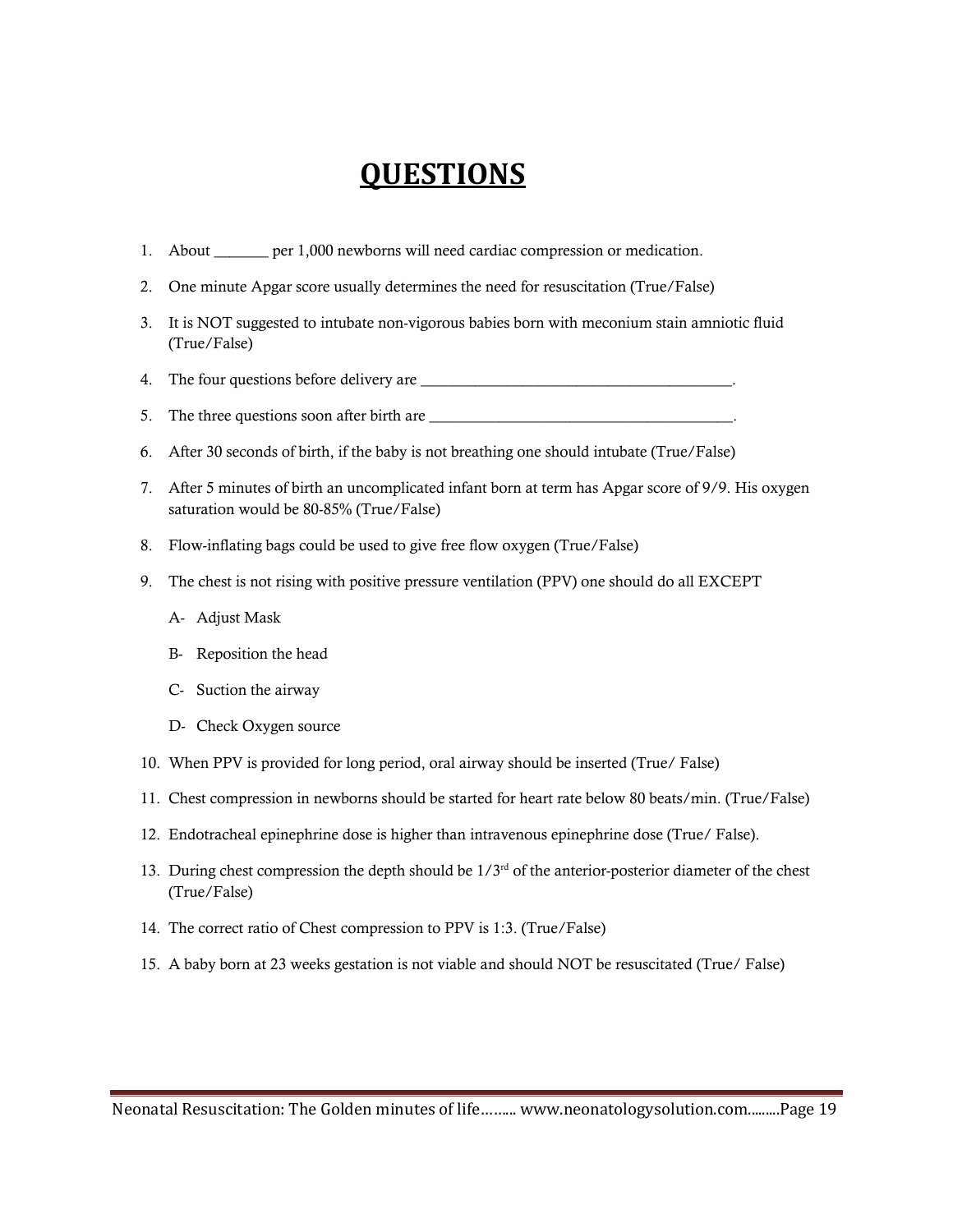# QUESTIONS

1. About _______ per 1,000 newborns will need cardiac compression or medication.
2. One minute Apgar score usually determines the need for resuscitation (True/False)
3. It is NOT suggested to intubate non-vigorous babies born with meconium stain amniotic fluid (True/False)
4. The four questions before delivery are ________________________________________.
5. The three questions soon after birth are ________________________________________.
6. After 30 seconds of birth, if the baby is not breathing one should intubate (True/False)
7. After 5 minutes of birth an uncomplicated infant born at term has Apgar score of 9/9. His oxygen saturation would be 80-85% (True/False)
8. Flow-inflating bags could be used to give free flow oxygen (True/False)
9. The chest is not rising with positive pressure ventilation (PPV) one should do all EXCEPT

   A- Adjust Mask

   B- Reposition the head

   C- Suction the airway

   D- Check Oxygen source
10. When PPV is provided for long period, oral airway should be inserted (True/ False)
11. Chest compression in newborns should be started for heart rate below 80 beats/min. (True/False)
12. Endotracheal epinephrine dose is higher than intravenous epinephrine dose (True/ False).
13. During chest compression the depth should be 1/3rd of the anterior-posterior diameter of the chest (True/False)
14. The correct ratio of Chest compression to PPV is 1:3. (True/False)
15. A baby born at 23 weeks gestation is not viable and should NOT be resuscitated (True/ False)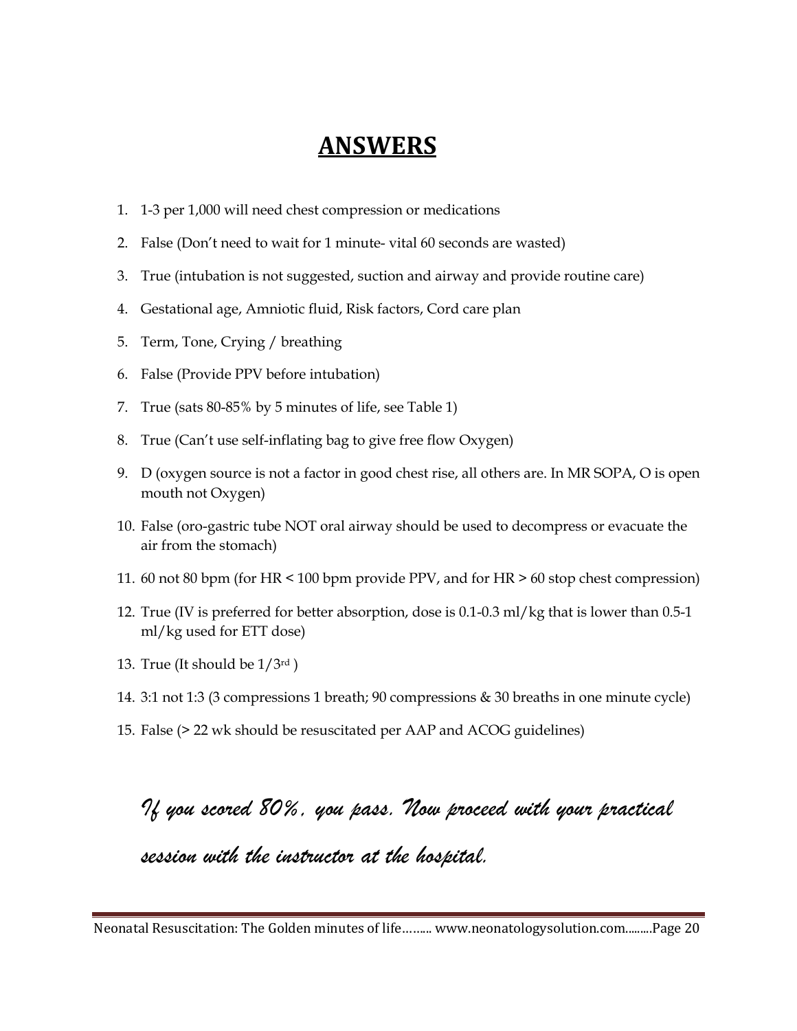# ANSWERS

1. 1-3 per 1,000 will need chest compression or medications
2. False (Don't need to wait for 1 minute- vital 60 seconds are wasted)
3. True (intubation is not suggested, suction and airway and provide routine care)
4. Gestational age, Amniotic fluid, Risk factors, Cord care plan
5. Term, Tone, Crying / breathing
6. False (Provide PPV before intubation)
7. True (sats 80-85% by 5 minutes of life, see Table 1)
8. True (Can't use self-inflating bag to give free flow Oxygen)
9. D (oxygen source is not a factor in good chest rise, all others are. In MR SOPA, O is open mouth not Oxygen)
10. False (oro-gastric tube NOT oral airway should be used to decompress or evacuate the air from the stomach)
11. 60 not 80 bpm (for HR < 100 bpm provide PPV, and for HR > 60 stop chest compression)
12. True (IV is preferred for better absorption, dose is 0.1-0.3 ml/kg that is lower than 0.5-1 ml/kg used for ETT dose)
13. True (It should be 1/3rd )
14. 3:1 not 1:3 (3 compressions 1 breath; 90 compressions & 30 breaths in one minute cycle)
15. False (> 22 wk should be resuscitated per AAP and ACOG guidelines)

*If you scored 80%, you pass. Now proceed with your practical session with the instructor at the hospital.*